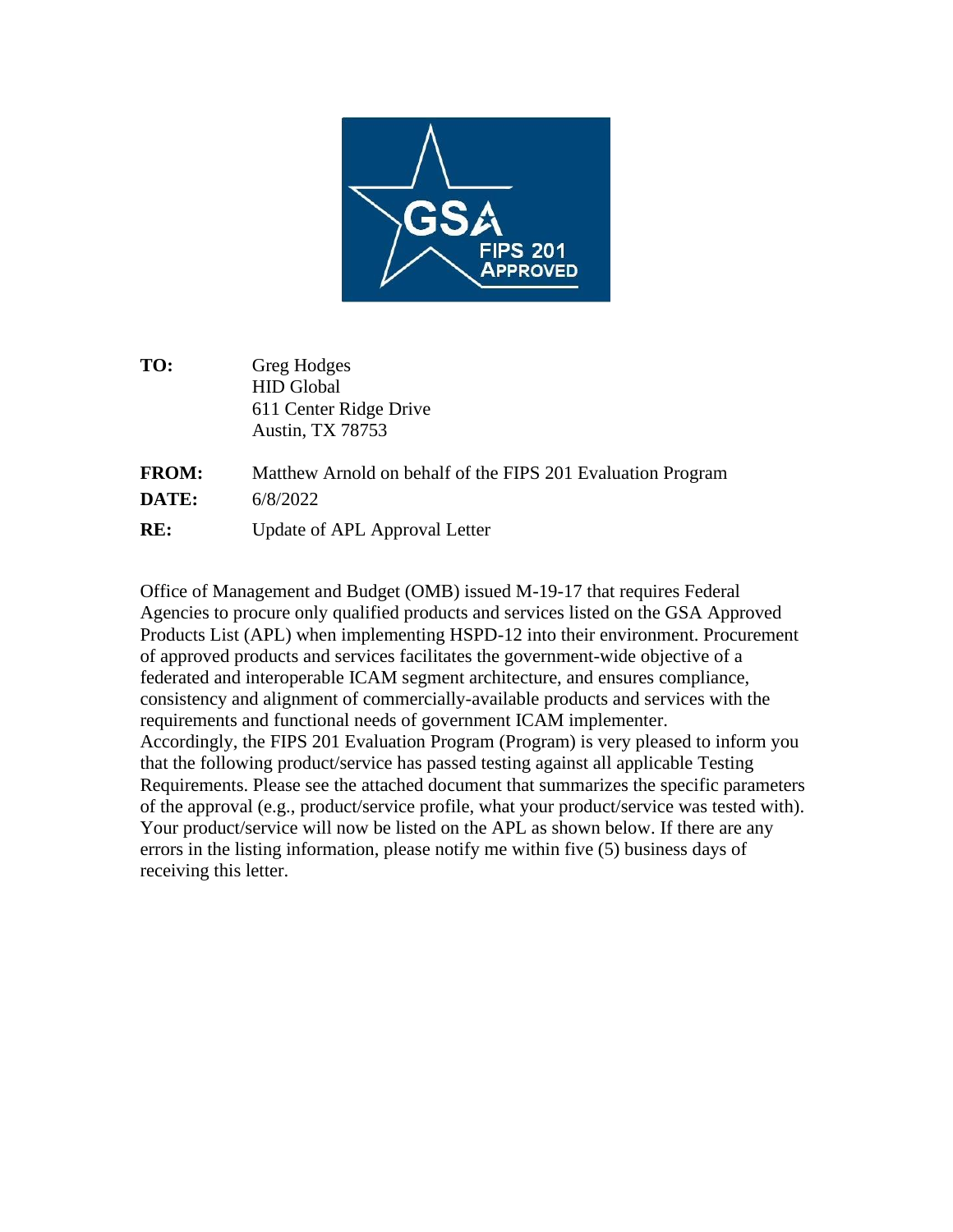| | |
|---|---|
| **TO:** | Greg Hodges<br>HID Global<br>611 Center Ridge Drive<br>Austin, TX 78753 |
| **FROM:** | Matthew Arnold on behalf of the FIPS 201 Evaluation Program |
| **DATE:** | 6/8/2022 |
| **RE:** | Update of APL Approval Letter |

Office of Management and Budget (OMB) issued M-19-17 that requires Federal Agencies to procure only qualified products and services listed on the GSA Approved Products List (APL) when implementing HSPD-12 into their environment. Procurement of approved products and services facilitates the government-wide objective of a federated and interoperable ICAM segment architecture, and ensures compliance, consistency and alignment of commercially-available products and services with the requirements and functional needs of government ICAM implementer.
Accordingly, the FIPS 201 Evaluation Program (Program) is very pleased to inform you that the following product/service has passed testing against all applicable Testing Requirements. Please see the attached document that summarizes the specific parameters of the approval (e.g., product/service profile, what your product/service was tested with). Your product/service will now be listed on the APL as shown below. If there are any errors in the listing information, please notify me within five (5) business days of receiving this letter.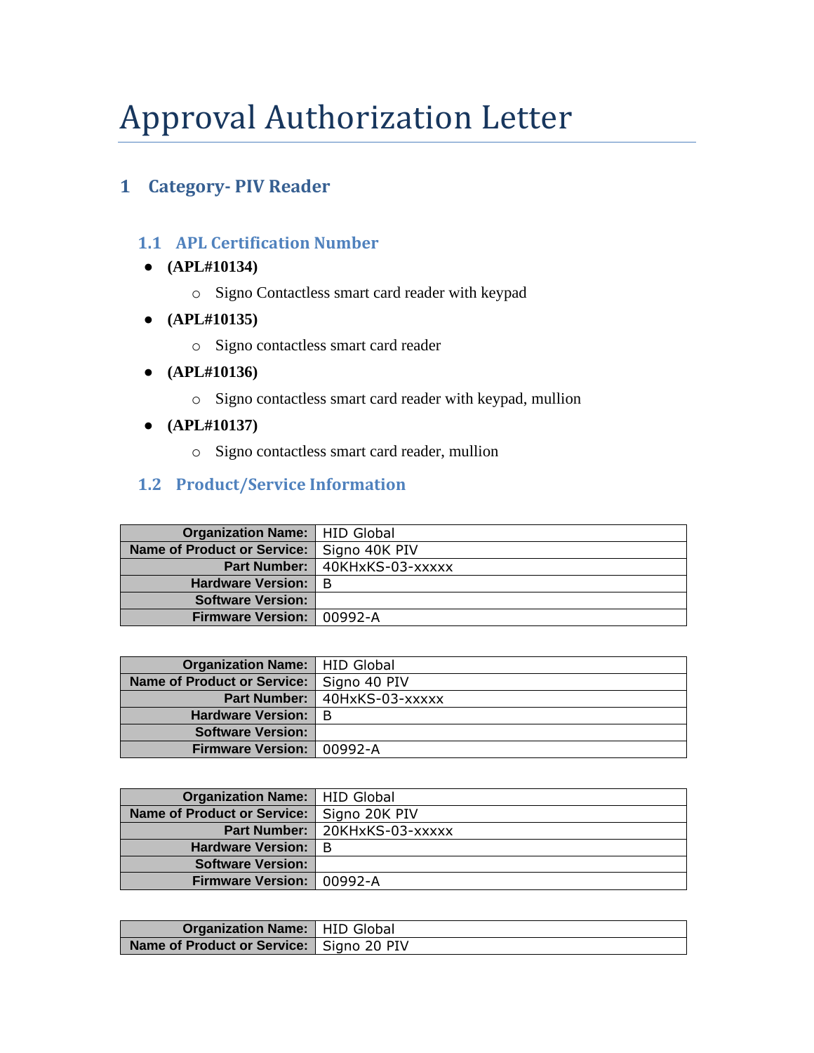# Approval Authorization Letter

## 1 Category- PIV Reader

### 1.1 APL Certification Number

- **(APL#10134)**
  - Signo Contactless smart card reader with keypad
- **(APL#10135)**
  - Signo contactless smart card reader
- **(APL#10136)**
  - Signo contactless smart card reader with keypad, mullion
- **(APL#10137)**
  - Signo contactless smart card reader, mullion

### 1.2 Product/Service Information

| **Organization Name:** | HID Global |
|---:|---|
| **Name of Product or Service:** | Signo 40K PIV |
| **Part Number:** | 40KHxKS-03-xxxxx |
| **Hardware Version:** | B |
| **Software Version:** | |
| **Firmware Version:** | 00992-A |

| **Organization Name:** | HID Global |
|---:|---|
| **Name of Product or Service:** | Signo 40 PIV |
| **Part Number:** | 40HxKS-03-xxxxx |
| **Hardware Version:** | B |
| **Software Version:** | |
| **Firmware Version:** | 00992-A |

| **Organization Name:** | HID Global |
|---:|---|
| **Name of Product or Service:** | Signo 20K PIV |
| **Part Number:** | 20KHxKS-03-xxxxx |
| **Hardware Version:** | B |
| **Software Version:** | |
| **Firmware Version:** | 00992-A |

| **Organization Name:** | HID Global |
|---:|---|
| **Name of Product or Service:** | Signo 20 PIV |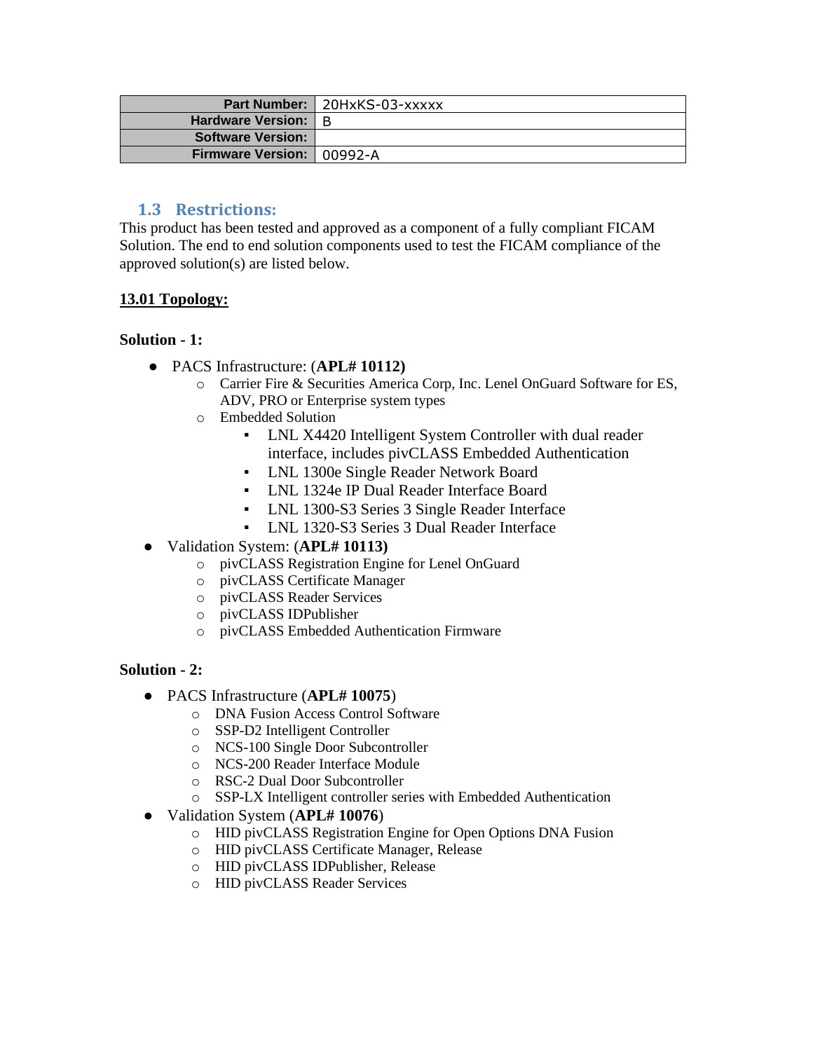| Part Number: | 20HxKS-03-xxxxx |
| --- | --- |
| Hardware Version: | B |
| Software Version: | |
| Firmware Version: | 00992-A |

## 1.3 Restrictions:

This product has been tested and approved as a component of a fully compliant FICAM Solution. The end to end solution components used to test the FICAM compliance of the approved solution(s) are listed below.

**13.01 Topology:**

**Solution - 1:**

- PACS Infrastructure: (**APL# 10112)**
  - Carrier Fire & Securities America Corp, Inc. Lenel OnGuard Software for ES, ADV, PRO or Enterprise system types
  - Embedded Solution
    - LNL X4420 Intelligent System Controller with dual reader interface, includes pivCLASS Embedded Authentication
    - LNL 1300e Single Reader Network Board
    - LNL 1324e IP Dual Reader Interface Board
    - LNL 1300-S3 Series 3 Single Reader Interface
    - LNL 1320-S3 Series 3 Dual Reader Interface
- Validation System: (**APL# 10113)**
  - pivCLASS Registration Engine for Lenel OnGuard
  - pivCLASS Certificate Manager
  - pivCLASS Reader Services
  - pivCLASS IDPublisher
  - pivCLASS Embedded Authentication Firmware

**Solution - 2:**

- PACS Infrastructure (**APL# 10075**)
  - DNA Fusion Access Control Software
  - SSP-D2 Intelligent Controller
  - NCS-100 Single Door Subcontroller
  - NCS-200 Reader Interface Module
  - RSC-2 Dual Door Subcontroller
  - SSP-LX Intelligent controller series with Embedded Authentication
- Validation System (**APL# 10076**)
  - HID pivCLASS Registration Engine for Open Options DNA Fusion
  - HID pivCLASS Certificate Manager, Release
  - HID pivCLASS IDPublisher, Release
  - HID pivCLASS Reader Services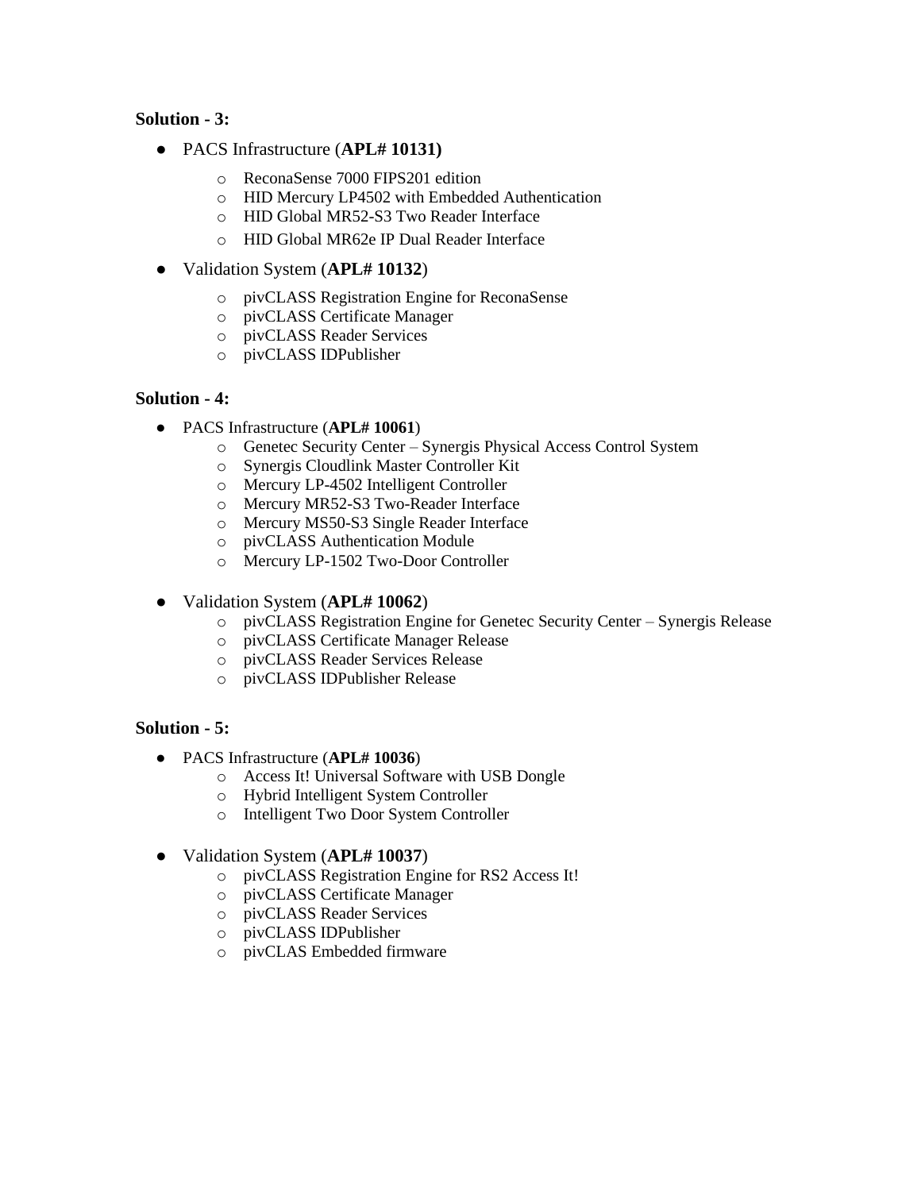**Solution - 3:**

- PACS Infrastructure (**APL# 10131)**
  - ReconaSense 7000 FIPS201 edition
  - HID Mercury LP4502 with Embedded Authentication
  - HID Global MR52-S3 Two Reader Interface
  - HID Global MR62e IP Dual Reader Interface
- Validation System (**APL# 10132**)
  - pivCLASS Registration Engine for ReconaSense
  - pivCLASS Certificate Manager
  - pivCLASS Reader Services
  - pivCLASS IDPublisher

**Solution - 4:**

- PACS Infrastructure (**APL# 10061**)
  - Genetec Security Center – Synergis Physical Access Control System
  - Synergis Cloudlink Master Controller Kit
  - Mercury LP-4502 Intelligent Controller
  - Mercury MR52-S3 Two-Reader Interface
  - Mercury MS50-S3 Single Reader Interface
  - pivCLASS Authentication Module
  - Mercury LP-1502 Two-Door Controller
- Validation System (**APL# 10062**)
  - pivCLASS Registration Engine for Genetec Security Center – Synergis Release
  - pivCLASS Certificate Manager Release
  - pivCLASS Reader Services Release
  - pivCLASS IDPublisher Release

**Solution - 5:**

- PACS Infrastructure (**APL# 10036**)
  - Access It! Universal Software with USB Dongle
  - Hybrid Intelligent System Controller
  - Intelligent Two Door System Controller
- Validation System (**APL# 10037**)
  - pivCLASS Registration Engine for RS2 Access It!
  - pivCLASS Certificate Manager
  - pivCLASS Reader Services
  - pivCLASS IDPublisher
  - pivCLAS Embedded firmware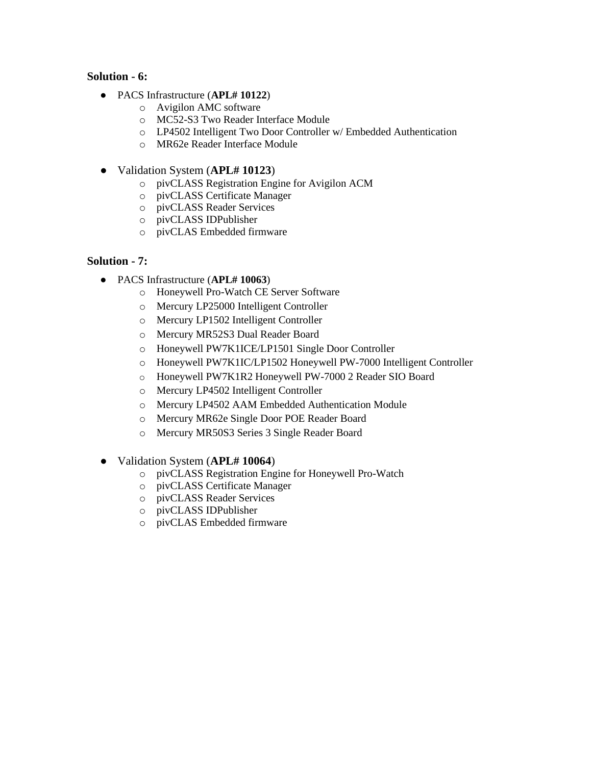**Solution - 6:**

- PACS Infrastructure (**APL# 10122**)
  - Avigilon AMC software
  - MC52-S3 Two Reader Interface Module
  - LP4502 Intelligent Two Door Controller w/ Embedded Authentication
  - MR62e Reader Interface Module

- Validation System (**APL# 10123**)
  - pivCLASS Registration Engine for Avigilon ACM
  - pivCLASS Certificate Manager
  - pivCLASS Reader Services
  - pivCLASS IDPublisher
  - pivCLAS Embedded firmware

**Solution - 7:**

- PACS Infrastructure (**APL# 10063**)
  - Honeywell Pro-Watch CE Server Software
  - Mercury LP25000 Intelligent Controller
  - Mercury LP1502 Intelligent Controller
  - Mercury MR52S3 Dual Reader Board
  - Honeywell PW7K1ICE/LP1501 Single Door Controller
  - Honeywell PW7K1IC/LP1502 Honeywell PW-7000 Intelligent Controller
  - Honeywell PW7K1R2 Honeywell PW-7000 2 Reader SIO Board
  - Mercury LP4502 Intelligent Controller
  - Mercury LP4502 AAM Embedded Authentication Module
  - Mercury MR62e Single Door POE Reader Board
  - Mercury MR50S3 Series 3 Single Reader Board

- Validation System (**APL# 10064**)
  - pivCLASS Registration Engine for Honeywell Pro-Watch
  - pivCLASS Certificate Manager
  - pivCLASS Reader Services
  - pivCLASS IDPublisher
  - pivCLAS Embedded firmware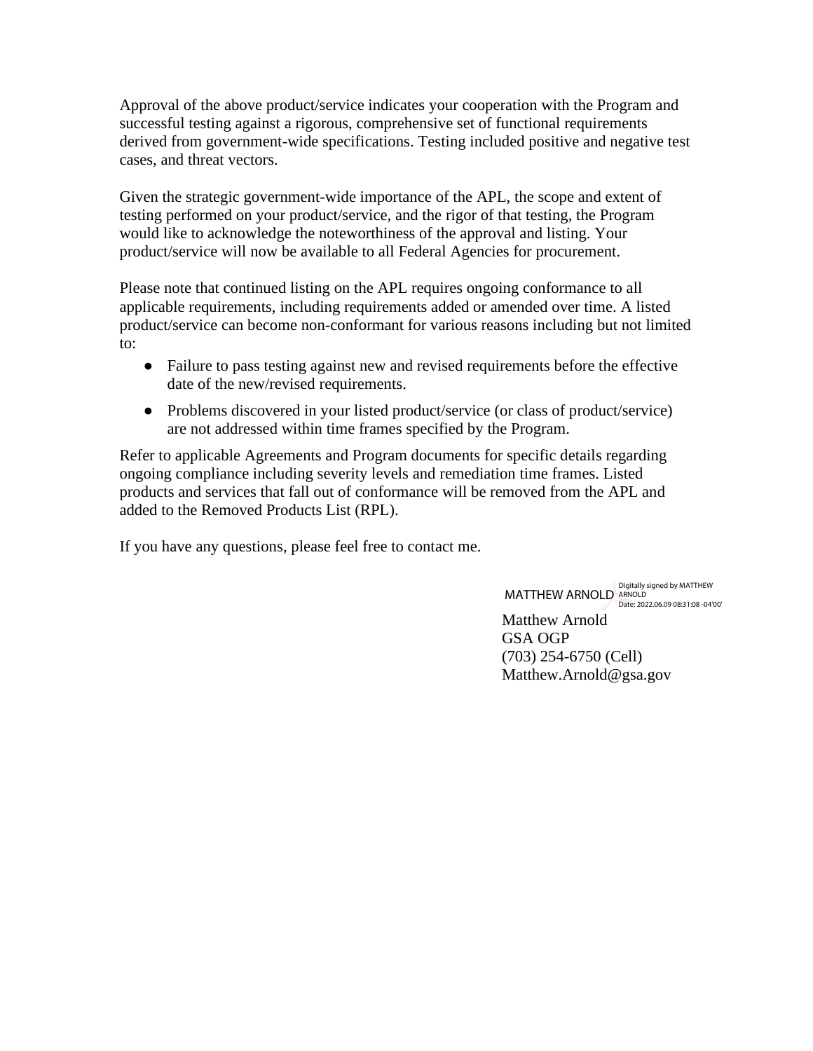Approval of the above product/service indicates your cooperation with the Program and successful testing against a rigorous, comprehensive set of functional requirements derived from government-wide specifications. Testing included positive and negative test cases, and threat vectors.

Given the strategic government-wide importance of the APL, the scope and extent of testing performed on your product/service, and the rigor of that testing, the Program would like to acknowledge the noteworthiness of the approval and listing. Your product/service will now be available to all Federal Agencies for procurement.

Please note that continued listing on the APL requires ongoing conformance to all applicable requirements, including requirements added or amended over time. A listed product/service can become non-conformant for various reasons including but not limited to:

- Failure to pass testing against new and revised requirements before the effective date of the new/revised requirements.
- Problems discovered in your listed product/service (or class of product/service) are not addressed within time frames specified by the Program.

Refer to applicable Agreements and Program documents for specific details regarding ongoing compliance including severity levels and remediation time frames. Listed products and services that fall out of conformance will be removed from the APL and added to the Removed Products List (RPL).

If you have any questions, please feel free to contact me.

MATTHEW ARNOLD Digitally signed by MATTHEW ARNOLD Date: 2022.06.09 08:31:08 -04'00'

Matthew Arnold
GSA OGP
(703) 254-6750 (Cell)
Matthew.Arnold@gsa.gov